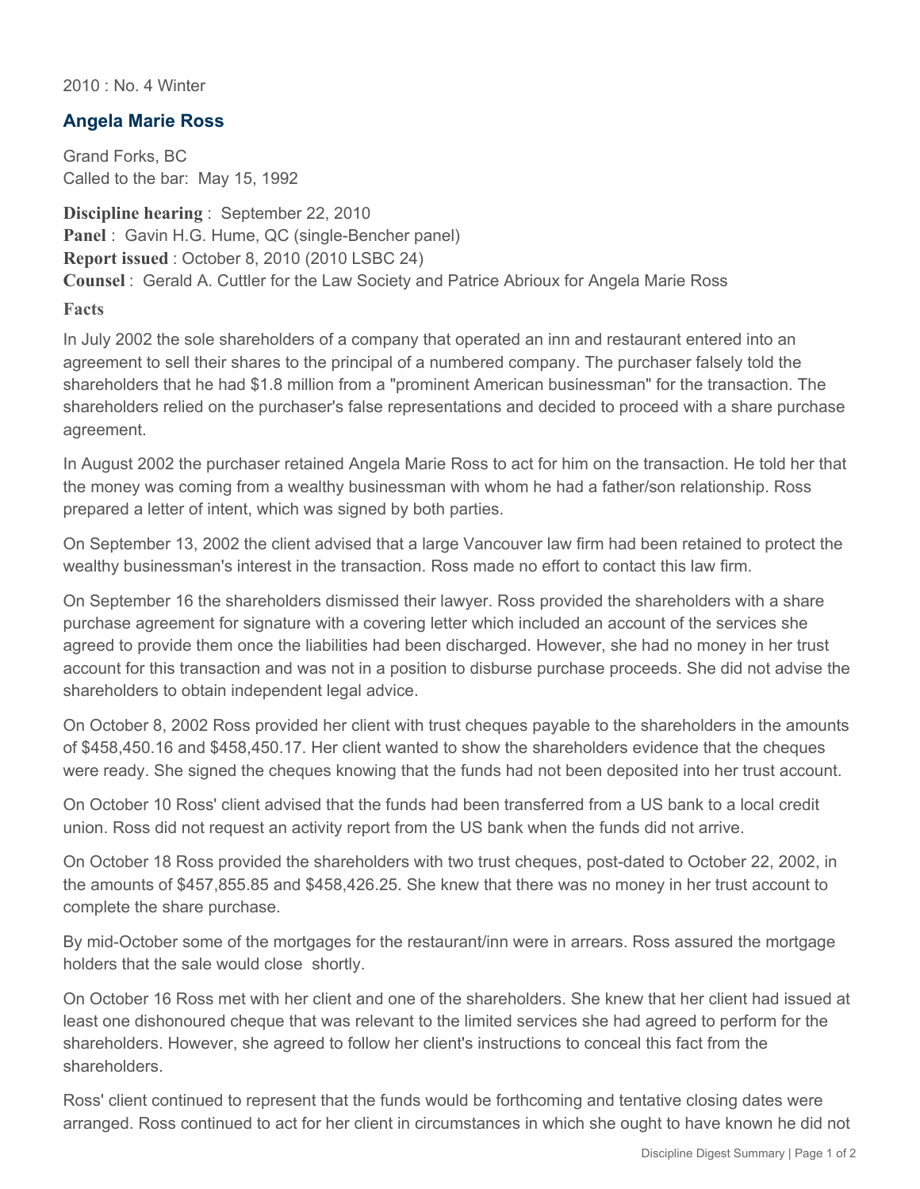2010 : No. 4 Winter

## Angela Marie Ross

Grand Forks, BC
Called to the bar: May 15, 1992

**Discipline hearing** : September 22, 2010
**Panel** : Gavin H.G. Hume, QC (single-Bencher panel)
**Report issued** : October 8, 2010 (2010 LSBC 24)
**Counsel** : Gerald A. Cuttler for the Law Society and Patrice Abrioux for Angela Marie Ross

### Facts

In July 2002 the sole shareholders of a company that operated an inn and restaurant entered into an agreement to sell their shares to the principal of a numbered company. The purchaser falsely told the shareholders that he had $1.8 million from a "prominent American businessman" for the transaction. The shareholders relied on the purchaser's false representations and decided to proceed with a share purchase agreement.

In August 2002 the purchaser retained Angela Marie Ross to act for him on the transaction. He told her that the money was coming from a wealthy businessman with whom he had a father/son relationship. Ross prepared a letter of intent, which was signed by both parties.

On September 13, 2002 the client advised that a large Vancouver law firm had been retained to protect the wealthy businessman's interest in the transaction. Ross made no effort to contact this law firm.

On September 16 the shareholders dismissed their lawyer. Ross provided the shareholders with a share purchase agreement for signature with a covering letter which included an account of the services she agreed to provide them once the liabilities had been discharged. However, she had no money in her trust account for this transaction and was not in a position to disburse purchase proceeds. She did not advise the shareholders to obtain independent legal advice.

On October 8, 2002 Ross provided her client with trust cheques payable to the shareholders in the amounts of $458,450.16 and $458,450.17. Her client wanted to show the shareholders evidence that the cheques were ready. She signed the cheques knowing that the funds had not been deposited into her trust account.

On October 10 Ross' client advised that the funds had been transferred from a US bank to a local credit union. Ross did not request an activity report from the US bank when the funds did not arrive.

On October 18 Ross provided the shareholders with two trust cheques, post-dated to October 22, 2002, in the amounts of $457,855.85 and $458,426.25. She knew that there was no money in her trust account to complete the share purchase.

By mid-October some of the mortgages for the restaurant/inn were in arrears. Ross assured the mortgage holders that the sale would close shortly.

On October 16 Ross met with her client and one of the shareholders. She knew that her client had issued at least one dishonoured cheque that was relevant to the limited services she had agreed to perform for the shareholders. However, she agreed to follow her client's instructions to conceal this fact from the shareholders.

Ross' client continued to represent that the funds would be forthcoming and tentative closing dates were arranged. Ross continued to act for her client in circumstances in which she ought to have known he did not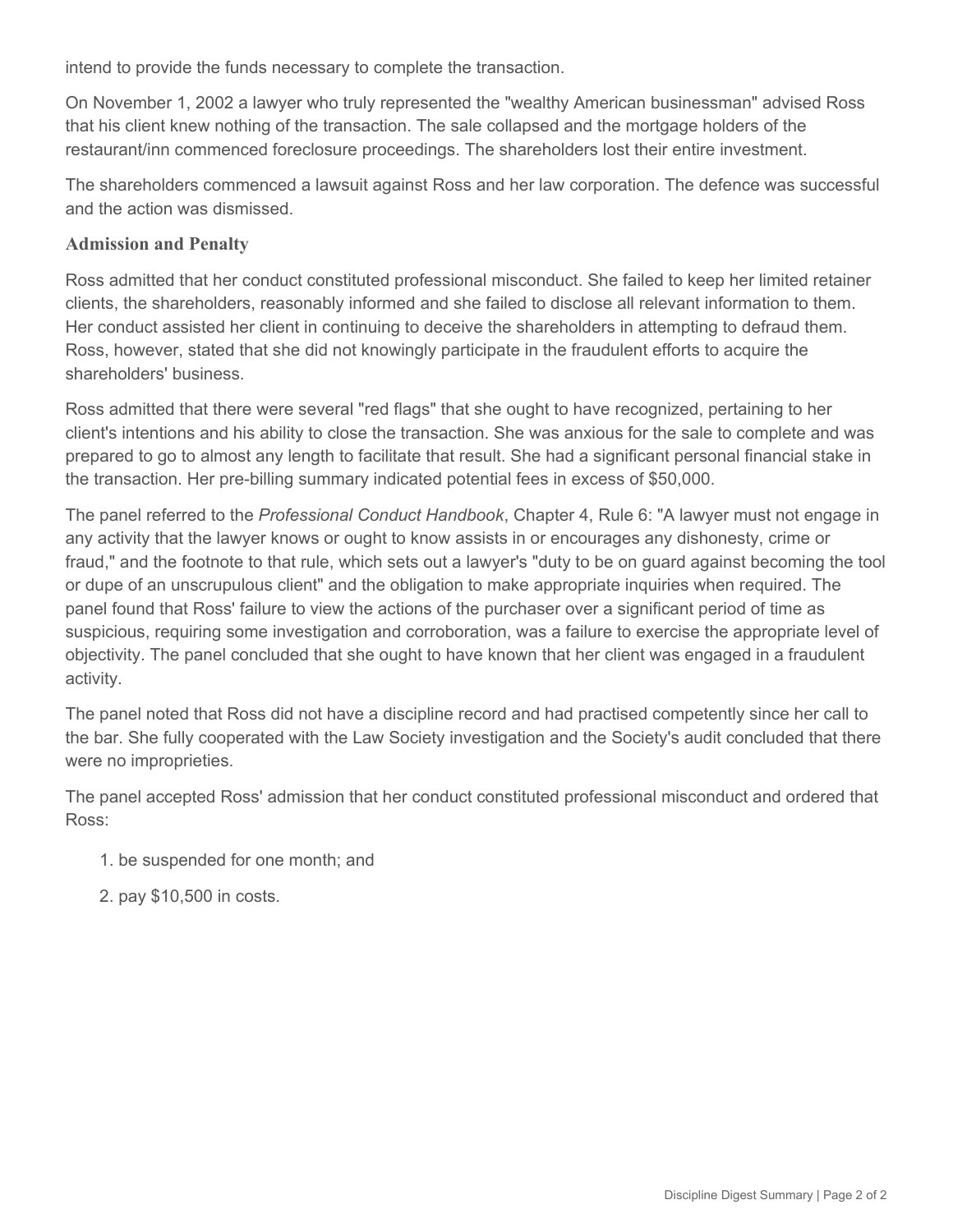intend to provide the funds necessary to complete the transaction.

On November 1, 2002 a lawyer who truly represented the "wealthy American businessman" advised Ross that his client knew nothing of the transaction. The sale collapsed and the mortgage holders of the restaurant/inn commenced foreclosure proceedings. The shareholders lost their entire investment.

The shareholders commenced a lawsuit against Ross and her law corporation. The defence was successful and the action was dismissed.

### Admission and Penalty

Ross admitted that her conduct constituted professional misconduct. She failed to keep her limited retainer clients, the shareholders, reasonably informed and she failed to disclose all relevant information to them. Her conduct assisted her client in continuing to deceive the shareholders in attempting to defraud them. Ross, however, stated that she did not knowingly participate in the fraudulent efforts to acquire the shareholders' business.

Ross admitted that there were several "red flags" that she ought to have recognized, pertaining to her client's intentions and his ability to close the transaction. She was anxious for the sale to complete and was prepared to go to almost any length to facilitate that result. She had a significant personal financial stake in the transaction. Her pre-billing summary indicated potential fees in excess of $50,000.

The panel referred to the *Professional Conduct Handbook*, Chapter 4, Rule 6: "A lawyer must not engage in any activity that the lawyer knows or ought to know assists in or encourages any dishonesty, crime or fraud," and the footnote to that rule, which sets out a lawyer's "duty to be on guard against becoming the tool or dupe of an unscrupulous client" and the obligation to make appropriate inquiries when required. The panel found that Ross' failure to view the actions of the purchaser over a significant period of time as suspicious, requiring some investigation and corroboration, was a failure to exercise the appropriate level of objectivity. The panel concluded that she ought to have known that her client was engaged in a fraudulent activity.

The panel noted that Ross did not have a discipline record and had practised competently since her call to the bar. She fully cooperated with the Law Society investigation and the Society's audit concluded that there were no improprieties.

The panel accepted Ross' admission that her conduct constituted professional misconduct and ordered that Ross:

1. be suspended for one month; and
2. pay $10,500 in costs.